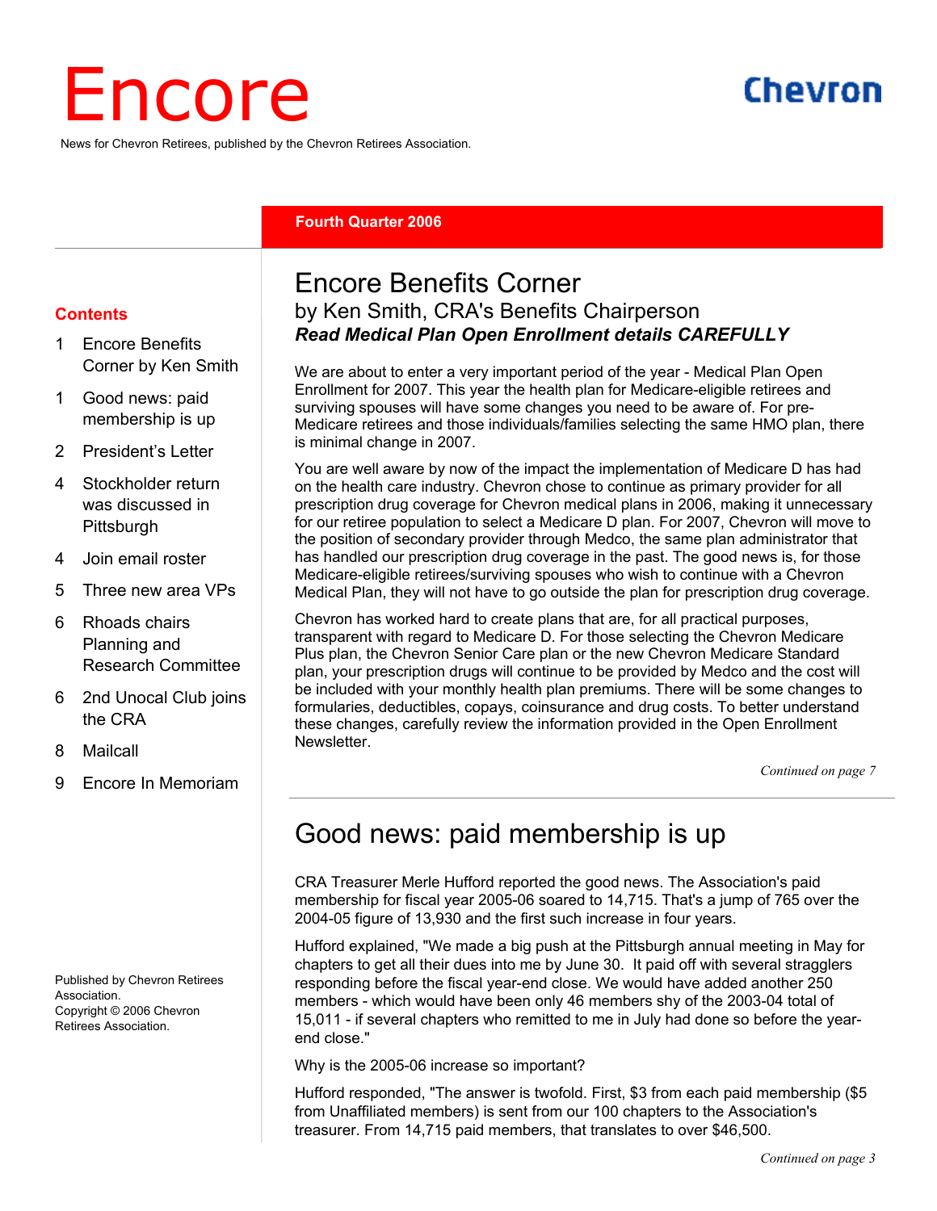# Encore

News for Chevron Retirees, published by the Chevron Retirees Association.

Chevron

**Fourth Quarter 2006**

**Contents**

- 1 Encore Benefits Corner by Ken Smith
- 1 Good news: paid membership is up
- 2 President's Letter
- 4 Stockholder return was discussed in Pittsburgh
- 4 Join email roster
- 5 Three new area VPs
- 6 Rhoads chairs Planning and Research Committee
- 6 2nd Unocal Club joins the CRA
- 8 Mailcall
- 9 Encore In Memoriam

Published by Chevron Retirees Association.
Copyright © 2006 Chevron Retirees Association.

## Encore Benefits Corner

### by Ken Smith, CRA's Benefits Chairperson

***Read Medical Plan Open Enrollment details CAREFULLY***

We are about to enter a very important period of the year - Medical Plan Open Enrollment for 2007. This year the health plan for Medicare-eligible retirees and surviving spouses will have some changes you need to be aware of. For pre-Medicare retirees and those individuals/families selecting the same HMO plan, there is minimal change in 2007.

You are well aware by now of the impact the implementation of Medicare D has had on the health care industry. Chevron chose to continue as primary provider for all prescription drug coverage for Chevron medical plans in 2006, making it unnecessary for our retiree population to select a Medicare D plan. For 2007, Chevron will move to the position of secondary provider through Medco, the same plan administrator that has handled our prescription drug coverage in the past. The good news is, for those Medicare-eligible retirees/surviving spouses who wish to continue with a Chevron Medical Plan, they will not have to go outside the plan for prescription drug coverage.

Chevron has worked hard to create plans that are, for all practical purposes, transparent with regard to Medicare D. For those selecting the Chevron Medicare Plus plan, the Chevron Senior Care plan or the new Chevron Medicare Standard plan, your prescription drugs will continue to be provided by Medco and the cost will be included with your monthly health plan premiums. There will be some changes to formularies, deductibles, copays, coinsurance and drug costs. To better understand these changes, carefully review the information provided in the Open Enrollment Newsletter.

*Continued on page 7*

## Good news: paid membership is up

CRA Treasurer Merle Hufford reported the good news. The Association's paid membership for fiscal year 2005-06 soared to 14,715. That's a jump of 765 over the 2004-05 figure of 13,930 and the first such increase in four years.

Hufford explained, "We made a big push at the Pittsburgh annual meeting in May for chapters to get all their dues into me by June 30. It paid off with several stragglers responding before the fiscal year-end close. We would have added another 250 members - which would have been only 46 members shy of the 2003-04 total of 15,011 - if several chapters who remitted to me in July had done so before the year-end close."

Why is the 2005-06 increase so important?

Hufford responded, "The answer is twofold. First, $3 from each paid membership ($5 from Unaffiliated members) is sent from our 100 chapters to the Association's treasurer. From 14,715 paid members, that translates to over $46,500.

*Continued on page 3*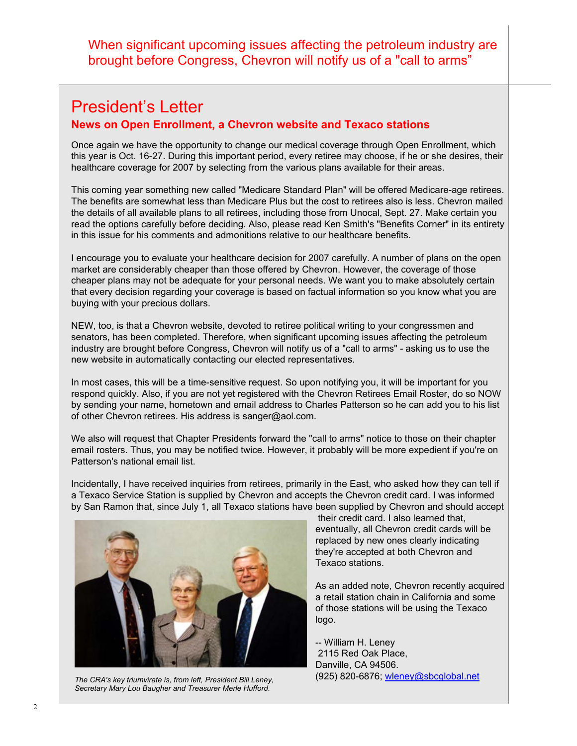When significant upcoming issues affecting the petroleum industry are brought before Congress, Chevron will notify us of a "call to arms"

# President's Letter

## News on Open Enrollment, a Chevron website and Texaco stations

Once again we have the opportunity to change our medical coverage through Open Enrollment, which this year is Oct. 16-27. During this important period, every retiree may choose, if he or she desires, their healthcare coverage for 2007 by selecting from the various plans available for their areas.

This coming year something new called "Medicare Standard Plan" will be offered Medicare-age retirees. The benefits are somewhat less than Medicare Plus but the cost to retirees also is less. Chevron mailed the details of all available plans to all retirees, including those from Unocal, Sept. 27. Make certain you read the options carefully before deciding. Also, please read Ken Smith's "Benefits Corner" in its entirety in this issue for his comments and admonitions relative to our healthcare benefits.

I encourage you to evaluate your healthcare decision for 2007 carefully. A number of plans on the open market are considerably cheaper than those offered by Chevron. However, the coverage of those cheaper plans may not be adequate for your personal needs. We want you to make absolutely certain that every decision regarding your coverage is based on factual information so you know what you are buying with your precious dollars.

NEW, too, is that a Chevron website, devoted to retiree political writing to your congressmen and senators, has been completed. Therefore, when significant upcoming issues affecting the petroleum industry are brought before Congress, Chevron will notify us of a "call to arms" - asking us to use the new website in automatically contacting our elected representatives.

In most cases, this will be a time-sensitive request. So upon notifying you, it will be important for you respond quickly. Also, if you are not yet registered with the Chevron Retirees Email Roster, do so NOW by sending your name, hometown and email address to Charles Patterson so he can add you to his list of other Chevron retirees. His address is sanger@aol.com.

We also will request that Chapter Presidents forward the "call to arms" notice to those on their chapter email rosters. Thus, you may be notified twice. However, it probably will be more expedient if you're on Patterson's national email list.

Incidentally, I have received inquiries from retirees, primarily in the East, who asked how they can tell if a Texaco Service Station is supplied by Chevron and accepts the Chevron credit card. I was informed by San Ramon that, since July 1, all Texaco stations have been supplied by Chevron and should accept their credit card. I also learned that, eventually, all Chevron credit cards will be replaced by new ones clearly indicating they're accepted at both Chevron and Texaco stations.

As an added note, Chevron recently acquired a retail station chain in California and some of those stations will be using the Texaco logo.

-- William H. Leney
2115 Red Oak Place,
Danville, CA 94506.
(925) 820-6876; wleney@sbcglobal.net

*The CRA's key triumvirate is, from left, President Bill Leney, Secretary Mary Lou Baugher and Treasurer Merle Hufford.*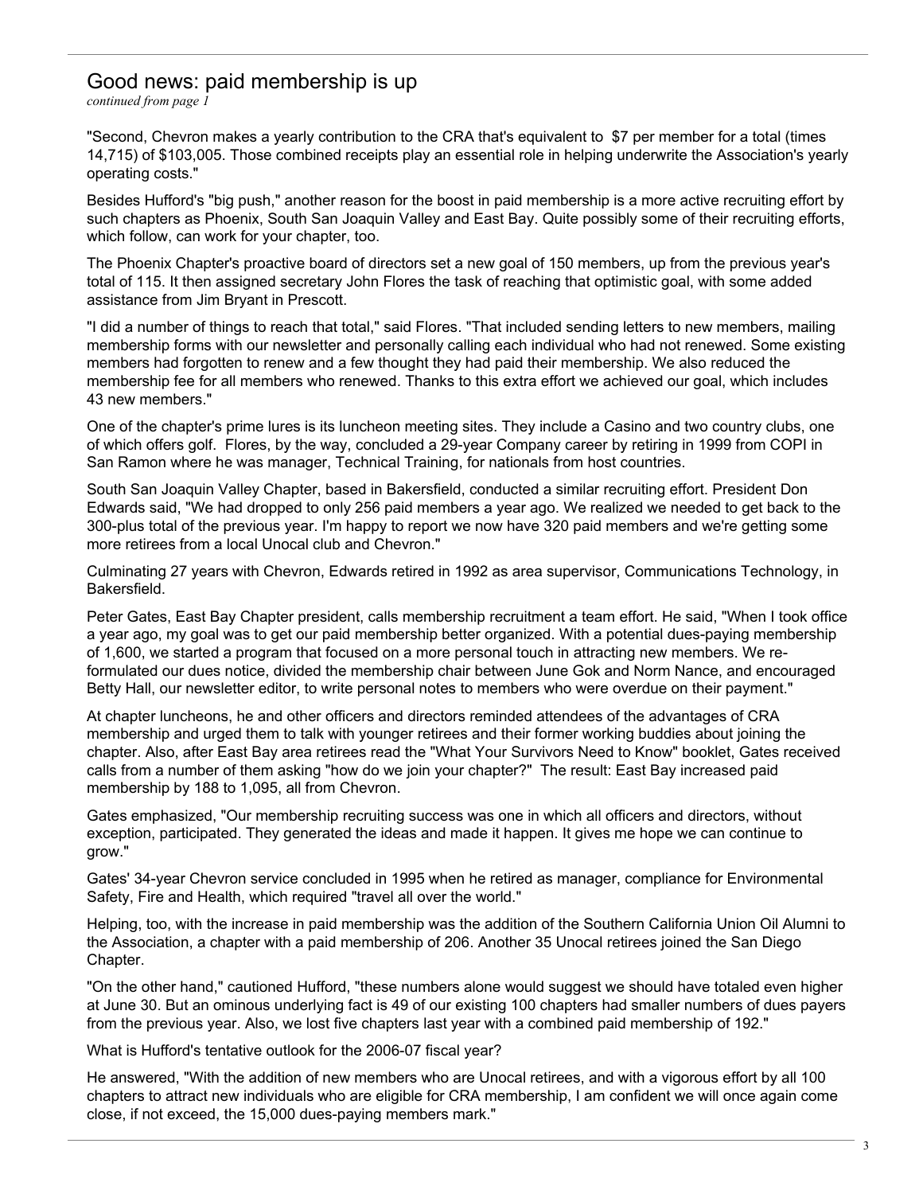## Good news: paid membership is up

*continued from page 1*

"Second, Chevron makes a yearly contribution to the CRA that's equivalent to $7 per member for a total (times 14,715) of $103,005. Those combined receipts play an essential role in helping underwrite the Association's yearly operating costs."

Besides Hufford's "big push," another reason for the boost in paid membership is a more active recruiting effort by such chapters as Phoenix, South San Joaquin Valley and East Bay. Quite possibly some of their recruiting efforts, which follow, can work for your chapter, too.

The Phoenix Chapter's proactive board of directors set a new goal of 150 members, up from the previous year's total of 115. It then assigned secretary John Flores the task of reaching that optimistic goal, with some added assistance from Jim Bryant in Prescott.

"I did a number of things to reach that total," said Flores. "That included sending letters to new members, mailing membership forms with our newsletter and personally calling each individual who had not renewed. Some existing members had forgotten to renew and a few thought they had paid their membership. We also reduced the membership fee for all members who renewed. Thanks to this extra effort we achieved our goal, which includes 43 new members."

One of the chapter's prime lures is its luncheon meeting sites. They include a Casino and two country clubs, one of which offers golf. Flores, by the way, concluded a 29-year Company career by retiring in 1999 from COPI in San Ramon where he was manager, Technical Training, for nationals from host countries.

South San Joaquin Valley Chapter, based in Bakersfield, conducted a similar recruiting effort. President Don Edwards said, "We had dropped to only 256 paid members a year ago. We realized we needed to get back to the 300-plus total of the previous year. I'm happy to report we now have 320 paid members and we're getting some more retirees from a local Unocal club and Chevron."

Culminating 27 years with Chevron, Edwards retired in 1992 as area supervisor, Communications Technology, in Bakersfield.

Peter Gates, East Bay Chapter president, calls membership recruitment a team effort. He said, "When I took office a year ago, my goal was to get our paid membership better organized. With a potential dues-paying membership of 1,600, we started a program that focused on a more personal touch in attracting new members. We re-formulated our dues notice, divided the membership chair between June Gok and Norm Nance, and encouraged Betty Hall, our newsletter editor, to write personal notes to members who were overdue on their payment."

At chapter luncheons, he and other officers and directors reminded attendees of the advantages of CRA membership and urged them to talk with younger retirees and their former working buddies about joining the chapter. Also, after East Bay area retirees read the "What Your Survivors Need to Know" booklet, Gates received calls from a number of them asking "how do we join your chapter?" The result: East Bay increased paid membership by 188 to 1,095, all from Chevron.

Gates emphasized, "Our membership recruiting success was one in which all officers and directors, without exception, participated. They generated the ideas and made it happen. It gives me hope we can continue to grow."

Gates' 34-year Chevron service concluded in 1995 when he retired as manager, compliance for Environmental Safety, Fire and Health, which required "travel all over the world."

Helping, too, with the increase in paid membership was the addition of the Southern California Union Oil Alumni to the Association, a chapter with a paid membership of 206. Another 35 Unocal retirees joined the San Diego Chapter.

"On the other hand," cautioned Hufford, "these numbers alone would suggest we should have totaled even higher at June 30. But an ominous underlying fact is 49 of our existing 100 chapters had smaller numbers of dues payers from the previous year. Also, we lost five chapters last year with a combined paid membership of 192."

What is Hufford's tentative outlook for the 2006-07 fiscal year?

He answered, "With the addition of new members who are Unocal retirees, and with a vigorous effort by all 100 chapters to attract new individuals who are eligible for CRA membership, I am confident we will once again come close, if not exceed, the 15,000 dues-paying members mark."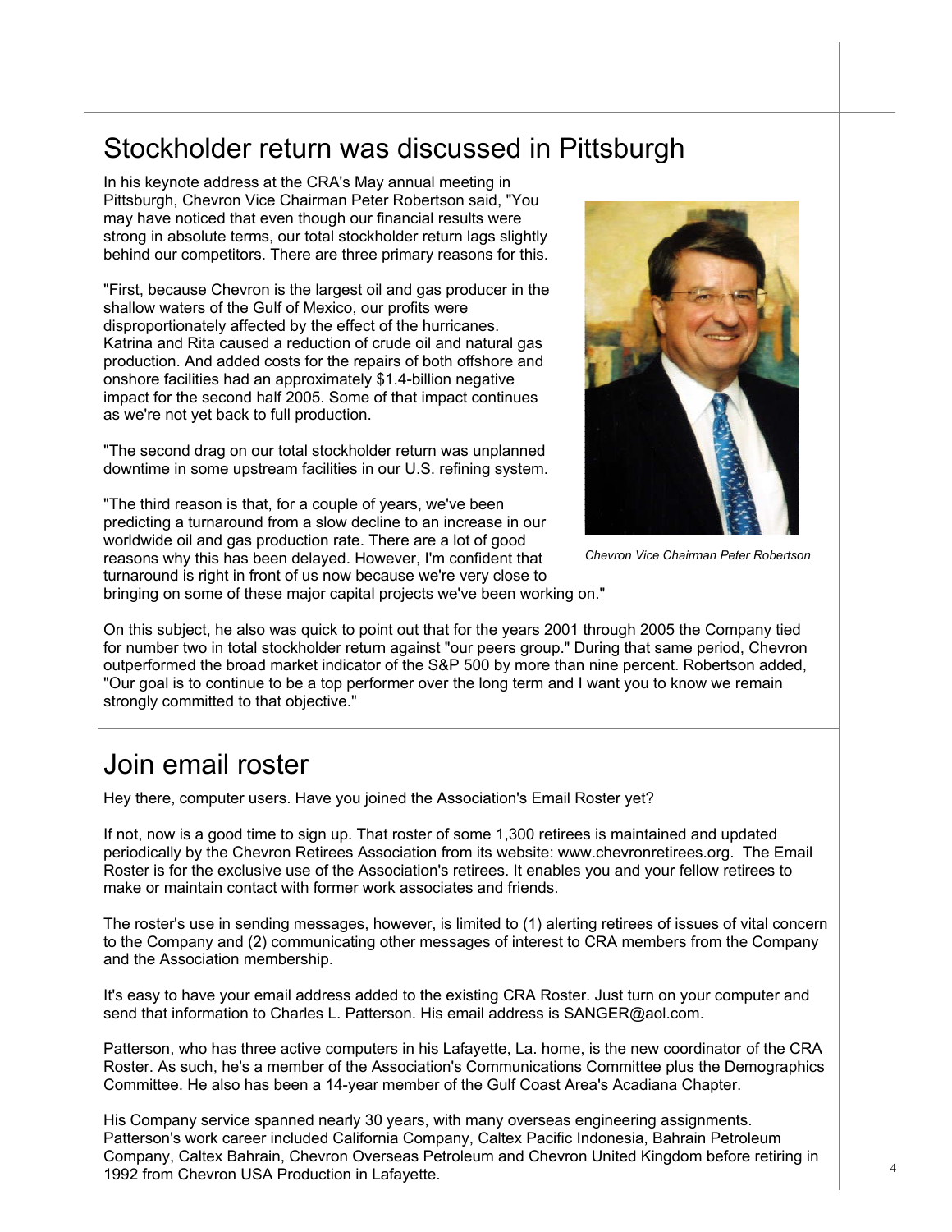## Stockholder return was discussed in Pittsburgh

In his keynote address at the CRA's May annual meeting in Pittsburgh, Chevron Vice Chairman Peter Robertson said, "You may have noticed that even though our financial results were strong in absolute terms, our total stockholder return lags slightly behind our competitors. There are three primary reasons for this.

"First, because Chevron is the largest oil and gas producer in the shallow waters of the Gulf of Mexico, our profits were disproportionately affected by the effect of the hurricanes. Katrina and Rita caused a reduction of crude oil and natural gas production. And added costs for the repairs of both offshore and onshore facilities had an approximately $1.4-billion negative impact for the second half 2005. Some of that impact continues as we're not yet back to full production.

"The second drag on our total stockholder return was unplanned downtime in some upstream facilities in our U.S. refining system.

"The third reason is that, for a couple of years, we've been predicting a turnaround from a slow decline to an increase in our worldwide oil and gas production rate. There are a lot of good reasons why this has been delayed. However, I'm confident that turnaround is right in front of us now because we're very close to bringing on some of these major capital projects we've been working on."

*Chevron Vice Chairman Peter Robertson*

On this subject, he also was quick to point out that for the years 2001 through 2005 the Company tied for number two in total stockholder return against "our peers group." During that same period, Chevron outperformed the broad market indicator of the S&P 500 by more than nine percent. Robertson added, "Our goal is to continue to be a top performer over the long term and I want you to know we remain strongly committed to that objective."

## Join email roster

Hey there, computer users. Have you joined the Association's Email Roster yet?

If not, now is a good time to sign up. That roster of some 1,300 retirees is maintained and updated periodically by the Chevron Retirees Association from its website: www.chevronretirees.org. The Email Roster is for the exclusive use of the Association's retirees. It enables you and your fellow retirees to make or maintain contact with former work associates and friends.

The roster's use in sending messages, however, is limited to (1) alerting retirees of issues of vital concern to the Company and (2) communicating other messages of interest to CRA members from the Company and the Association membership.

It's easy to have your email address added to the existing CRA Roster. Just turn on your computer and send that information to Charles L. Patterson. His email address is SANGER@aol.com.

Patterson, who has three active computers in his Lafayette, La. home, is the new coordinator of the CRA Roster. As such, he's a member of the Association's Communications Committee plus the Demographics Committee. He also has been a 14-year member of the Gulf Coast Area's Acadiana Chapter.

His Company service spanned nearly 30 years, with many overseas engineering assignments. Patterson's work career included California Company, Caltex Pacific Indonesia, Bahrain Petroleum Company, Caltex Bahrain, Chevron Overseas Petroleum and Chevron United Kingdom before retiring in 1992 from Chevron USA Production in Lafayette.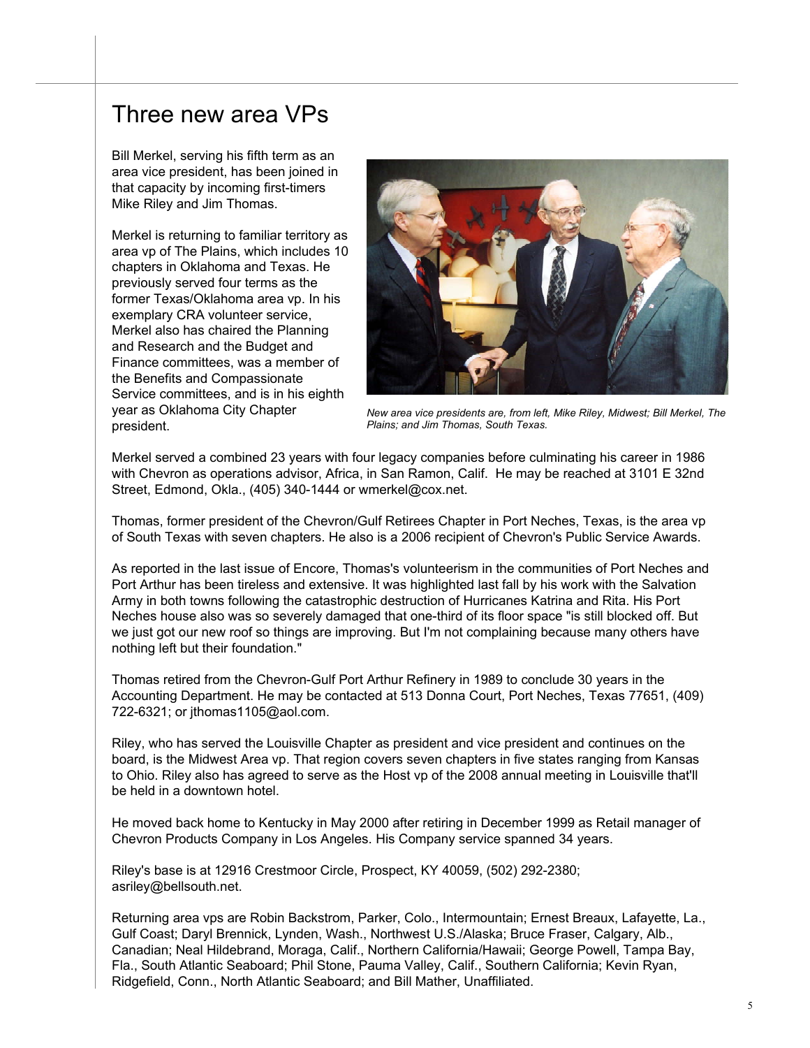# Three new area VPs

Bill Merkel, serving his fifth term as an area vice president, has been joined in that capacity by incoming first-timers Mike Riley and Jim Thomas.

Merkel is returning to familiar territory as area vp of The Plains, which includes 10 chapters in Oklahoma and Texas. He previously served four terms as the former Texas/Oklahoma area vp. In his exemplary CRA volunteer service, Merkel also has chaired the Planning and Research and the Budget and Finance committees, was a member of the Benefits and Compassionate Service committees, and is in his eighth year as Oklahoma City Chapter president.

*New area vice presidents are, from left, Mike Riley, Midwest; Bill Merkel, The Plains; and Jim Thomas, South Texas.*

Merkel served a combined 23 years with four legacy companies before culminating his career in 1986 with Chevron as operations advisor, Africa, in San Ramon, Calif. He may be reached at 3101 E 32nd Street, Edmond, Okla., (405) 340-1444 or wmerkel@cox.net.

Thomas, former president of the Chevron/Gulf Retirees Chapter in Port Neches, Texas, is the area vp of South Texas with seven chapters. He also is a 2006 recipient of Chevron's Public Service Awards.

As reported in the last issue of Encore, Thomas's volunteerism in the communities of Port Neches and Port Arthur has been tireless and extensive. It was highlighted last fall by his work with the Salvation Army in both towns following the catastrophic destruction of Hurricanes Katrina and Rita. His Port Neches house also was so severely damaged that one-third of its floor space "is still blocked off. But we just got our new roof so things are improving. But I'm not complaining because many others have nothing left but their foundation."

Thomas retired from the Chevron-Gulf Port Arthur Refinery in 1989 to conclude 30 years in the Accounting Department. He may be contacted at 513 Donna Court, Port Neches, Texas 77651, (409) 722-6321; or jthomas1105@aol.com.

Riley, who has served the Louisville Chapter as president and vice president and continues on the board, is the Midwest Area vp. That region covers seven chapters in five states ranging from Kansas to Ohio. Riley also has agreed to serve as the Host vp of the 2008 annual meeting in Louisville that'll be held in a downtown hotel.

He moved back home to Kentucky in May 2000 after retiring in December 1999 as Retail manager of Chevron Products Company in Los Angeles. His Company service spanned 34 years.

Riley's base is at 12916 Crestmoor Circle, Prospect, KY 40059, (502) 292-2380; asriley@bellsouth.net.

Returning area vps are Robin Backstrom, Parker, Colo., Intermountain; Ernest Breaux, Lafayette, La., Gulf Coast; Daryl Brennick, Lynden, Wash., Northwest U.S./Alaska; Bruce Fraser, Calgary, Alb., Canadian; Neal Hildebrand, Moraga, Calif., Northern California/Hawaii; George Powell, Tampa Bay, Fla., South Atlantic Seaboard; Phil Stone, Pauma Valley, Calif., Southern California; Kevin Ryan, Ridgefield, Conn., North Atlantic Seaboard; and Bill Mather, Unaffiliated.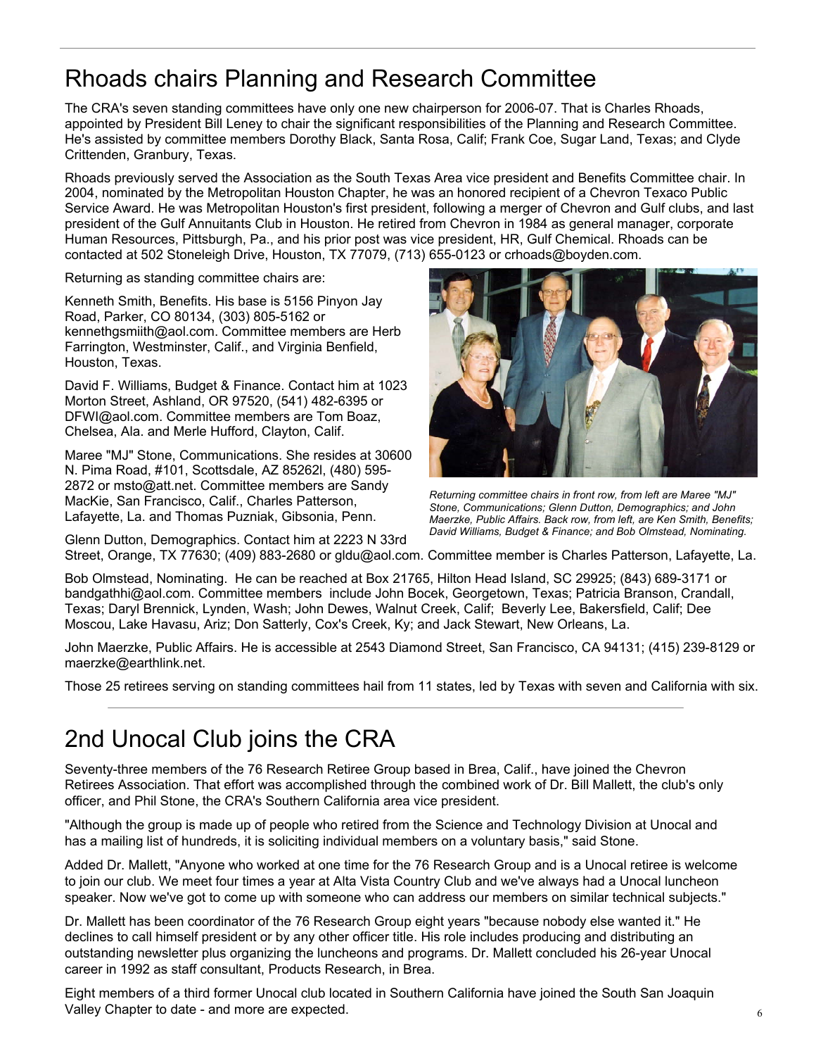# Rhoads chairs Planning and Research Committee

The CRA's seven standing committees have only one new chairperson for 2006-07. That is Charles Rhoads, appointed by President Bill Leney to chair the significant responsibilities of the Planning and Research Committee. He's assisted by committee members Dorothy Black, Santa Rosa, Calif; Frank Coe, Sugar Land, Texas; and Clyde Crittenden, Granbury, Texas.

Rhoads previously served the Association as the South Texas Area vice president and Benefits Committee chair. In 2004, nominated by the Metropolitan Houston Chapter, he was an honored recipient of a Chevron Texaco Public Service Award. He was Metropolitan Houston's first president, following a merger of Chevron and Gulf clubs, and last president of the Gulf Annuitants Club in Houston. He retired from Chevron in 1984 as general manager, corporate Human Resources, Pittsburgh, Pa., and his prior post was vice president, HR, Gulf Chemical. Rhoads can be contacted at 502 Stoneleigh Drive, Houston, TX 77079, (713) 655-0123 or crhoads@boyden.com.

Returning as standing committee chairs are:

Kenneth Smith, Benefits. His base is 5156 Pinyon Jay Road, Parker, CO 80134, (303) 805-5162 or kennethgsmiith@aol.com. Committee members are Herb Farrington, Westminster, Calif., and Virginia Benfield, Houston, Texas.

David F. Williams, Budget & Finance. Contact him at 1023 Morton Street, Ashland, OR 97520, (541) 482-6395 or DFWI@aol.com. Committee members are Tom Boaz, Chelsea, Ala. and Merle Hufford, Clayton, Calif.

Maree "MJ" Stone, Communications. She resides at 30600 N. Pima Road, #101, Scottsdale, AZ 85262l, (480) 595-2872 or msto@att.net. Committee members are Sandy MacKie, San Francisco, Calif., Charles Patterson, Lafayette, La. and Thomas Puzniak, Gibsonia, Penn.

*Returning committee chairs in front row, from left are Maree "MJ" Stone, Communications; Glenn Dutton, Demographics; and John Maerzke, Public Affairs. Back row, from left, are Ken Smith, Benefits; David Williams, Budget & Finance; and Bob Olmstead, Nominating.*

Glenn Dutton, Demographics. Contact him at 2223 N 33rd Street, Orange, TX 77630; (409) 883-2680 or gldu@aol.com. Committee member is Charles Patterson, Lafayette, La.

Bob Olmstead, Nominating. He can be reached at Box 21765, Hilton Head Island, SC 29925; (843) 689-3171 or bandgathhi@aol.com. Committee members include John Bocek, Georgetown, Texas; Patricia Branson, Crandall, Texas; Daryl Brennick, Lynden, Wash; John Dewes, Walnut Creek, Calif; Beverly Lee, Bakersfield, Calif; Dee Moscou, Lake Havasu, Ariz; Don Satterly, Cox's Creek, Ky; and Jack Stewart, New Orleans, La.

John Maerzke, Public Affairs. He is accessible at 2543 Diamond Street, San Francisco, CA 94131; (415) 239-8129 or maerzke@earthlink.net.

Those 25 retirees serving on standing committees hail from 11 states, led by Texas with seven and California with six.

# 2nd Unocal Club joins the CRA

Seventy-three members of the 76 Research Retiree Group based in Brea, Calif., have joined the Chevron Retirees Association. That effort was accomplished through the combined work of Dr. Bill Mallett, the club's only officer, and Phil Stone, the CRA's Southern California area vice president.

"Although the group is made up of people who retired from the Science and Technology Division at Unocal and has a mailing list of hundreds, it is soliciting individual members on a voluntary basis," said Stone.

Added Dr. Mallett, "Anyone who worked at one time for the 76 Research Group and is a Unocal retiree is welcome to join our club. We meet four times a year at Alta Vista Country Club and we've always had a Unocal luncheon speaker. Now we've got to come up with someone who can address our members on similar technical subjects."

Dr. Mallett has been coordinator of the 76 Research Group eight years "because nobody else wanted it." He declines to call himself president or by any other officer title. His role includes producing and distributing an outstanding newsletter plus organizing the luncheons and programs. Dr. Mallett concluded his 26-year Unocal career in 1992 as staff consultant, Products Research, in Brea.

Eight members of a third former Unocal club located in Southern California have joined the South San Joaquin Valley Chapter to date - and more are expected.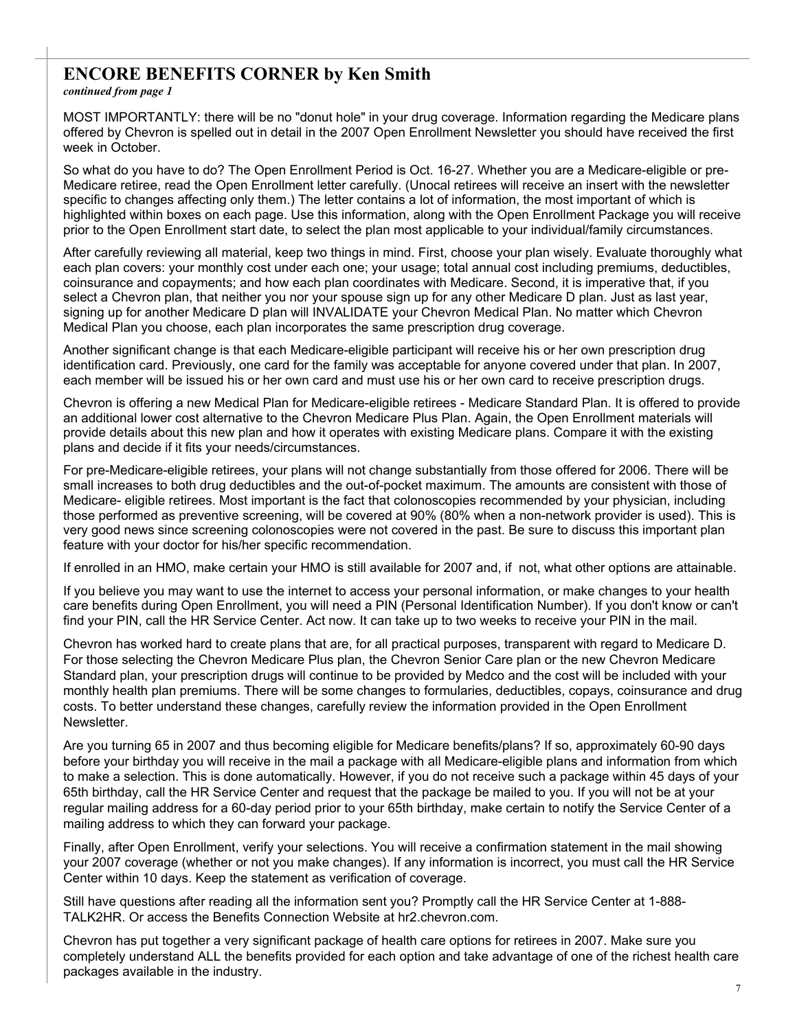## ENCORE BENEFITS CORNER by Ken Smith

***continued from page 1***

MOST IMPORTANTLY: there will be no "donut hole" in your drug coverage. Information regarding the Medicare plans offered by Chevron is spelled out in detail in the 2007 Open Enrollment Newsletter you should have received the first week in October.

So what do you have to do? The Open Enrollment Period is Oct. 16-27. Whether you are a Medicare-eligible or pre-Medicare retiree, read the Open Enrollment letter carefully. (Unocal retirees will receive an insert with the newsletter specific to changes affecting only them.) The letter contains a lot of information, the most important of which is highlighted within boxes on each page. Use this information, along with the Open Enrollment Package you will receive prior to the Open Enrollment start date, to select the plan most applicable to your individual/family circumstances.

After carefully reviewing all material, keep two things in mind. First, choose your plan wisely. Evaluate thoroughly what each plan covers: your monthly cost under each one; your usage; total annual cost including premiums, deductibles, coinsurance and copayments; and how each plan coordinates with Medicare. Second, it is imperative that, if you select a Chevron plan, that neither you nor your spouse sign up for any other Medicare D plan. Just as last year, signing up for another Medicare D plan will INVALIDATE your Chevron Medical Plan. No matter which Chevron Medical Plan you choose, each plan incorporates the same prescription drug coverage.

Another significant change is that each Medicare-eligible participant will receive his or her own prescription drug identification card. Previously, one card for the family was acceptable for anyone covered under that plan. In 2007, each member will be issued his or her own card and must use his or her own card to receive prescription drugs.

Chevron is offering a new Medical Plan for Medicare-eligible retirees - Medicare Standard Plan. It is offered to provide an additional lower cost alternative to the Chevron Medicare Plus Plan. Again, the Open Enrollment materials will provide details about this new plan and how it operates with existing Medicare plans. Compare it with the existing plans and decide if it fits your needs/circumstances.

For pre-Medicare-eligible retirees, your plans will not change substantially from those offered for 2006. There will be small increases to both drug deductibles and the out-of-pocket maximum. The amounts are consistent with those of Medicare- eligible retirees. Most important is the fact that colonoscopies recommended by your physician, including those performed as preventive screening, will be covered at 90% (80% when a non-network provider is used). This is very good news since screening colonoscopies were not covered in the past. Be sure to discuss this important plan feature with your doctor for his/her specific recommendation.

If enrolled in an HMO, make certain your HMO is still available for 2007 and, if not, what other options are attainable.

If you believe you may want to use the internet to access your personal information, or make changes to your health care benefits during Open Enrollment, you will need a PIN (Personal Identification Number). If you don't know or can't find your PIN, call the HR Service Center. Act now. It can take up to two weeks to receive your PIN in the mail.

Chevron has worked hard to create plans that are, for all practical purposes, transparent with regard to Medicare D. For those selecting the Chevron Medicare Plus plan, the Chevron Senior Care plan or the new Chevron Medicare Standard plan, your prescription drugs will continue to be provided by Medco and the cost will be included with your monthly health plan premiums. There will be some changes to formularies, deductibles, copays, coinsurance and drug costs. To better understand these changes, carefully review the information provided in the Open Enrollment Newsletter.

Are you turning 65 in 2007 and thus becoming eligible for Medicare benefits/plans? If so, approximately 60-90 days before your birthday you will receive in the mail a package with all Medicare-eligible plans and information from which to make a selection. This is done automatically. However, if you do not receive such a package within 45 days of your 65th birthday, call the HR Service Center and request that the package be mailed to you. If you will not be at your regular mailing address for a 60-day period prior to your 65th birthday, make certain to notify the Service Center of a mailing address to which they can forward your package.

Finally, after Open Enrollment, verify your selections. You will receive a confirmation statement in the mail showing your 2007 coverage (whether or not you make changes). If any information is incorrect, you must call the HR Service Center within 10 days. Keep the statement as verification of coverage.

Still have questions after reading all the information sent you? Promptly call the HR Service Center at 1-888-TALK2HR. Or access the Benefits Connection Website at hr2.chevron.com.

Chevron has put together a very significant package of health care options for retirees in 2007. Make sure you completely understand ALL the benefits provided for each option and take advantage of one of the richest health care packages available in the industry.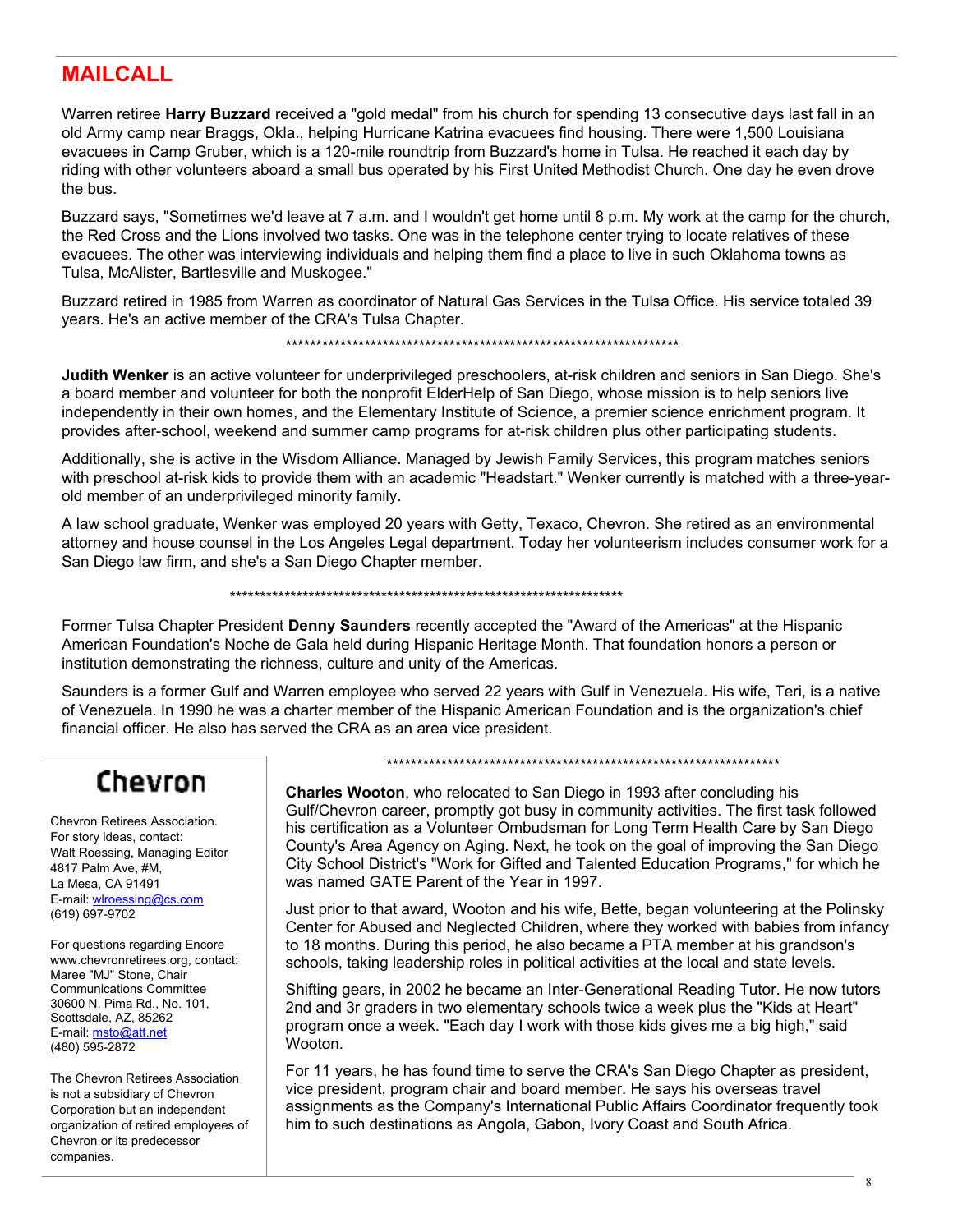## MAILCALL

Warren retiree **Harry Buzzard** received a "gold medal" from his church for spending 13 consecutive days last fall in an old Army camp near Braggs, Okla., helping Hurricane Katrina evacuees find housing. There were 1,500 Louisiana evacuees in Camp Gruber, which is a 120-mile roundtrip from Buzzard's home in Tulsa. He reached it each day by riding with other volunteers aboard a small bus operated by his First United Methodist Church. One day he even drove the bus.

Buzzard says, "Sometimes we'd leave at 7 a.m. and I wouldn't get home until 8 p.m. My work at the camp for the church, the Red Cross and the Lions involved two tasks. One was in the telephone center trying to locate relatives of these evacuees. The other was interviewing individuals and helping them find a place to live in such Oklahoma towns as Tulsa, McAlister, Bartlesville and Muskogee."

Buzzard retired in 1985 from Warren as coordinator of Natural Gas Services in the Tulsa Office. His service totaled 39 years. He's an active member of the CRA's Tulsa Chapter.

*******************************************************************

**Judith Wenker** is an active volunteer for underprivileged preschoolers, at-risk children and seniors in San Diego. She's a board member and volunteer for both the nonprofit ElderHelp of San Diego, whose mission is to help seniors live independently in their own homes, and the Elementary Institute of Science, a premier science enrichment program. It provides after-school, weekend and summer camp programs for at-risk children plus other participating students.

Additionally, she is active in the Wisdom Alliance. Managed by Jewish Family Services, this program matches seniors with preschool at-risk kids to provide them with an academic "Headstart." Wenker currently is matched with a three-year-old member of an underprivileged minority family.

A law school graduate, Wenker was employed 20 years with Getty, Texaco, Chevron. She retired as an environmental attorney and house counsel in the Los Angeles Legal department. Today her volunteerism includes consumer work for a San Diego law firm, and she's a San Diego Chapter member.

*******************************************************************

Former Tulsa Chapter President **Denny Saunders** recently accepted the "Award of the Americas" at the Hispanic American Foundation's Noche de Gala held during Hispanic Heritage Month. That foundation honors a person or institution demonstrating the richness, culture and unity of the Americas.

Saunders is a former Gulf and Warren employee who served 22 years with Gulf in Venezuela. His wife, Teri, is a native of Venezuela. In 1990 he was a charter member of the Hispanic American Foundation and is the organization's chief financial officer. He also has served the CRA as an area vice president.

*******************************************************************

**Charles Wooton**, who relocated to San Diego in 1993 after concluding his Gulf/Chevron career, promptly got busy in community activities. The first task followed his certification as a Volunteer Ombudsman for Long Term Health Care by San Diego County's Area Agency on Aging. Next, he took on the goal of improving the San Diego City School District's "Work for Gifted and Talented Education Programs," for which he was named GATE Parent of the Year in 1997.

Just prior to that award, Wooton and his wife, Bette, began volunteering at the Polinsky Center for Abused and Neglected Children, where they worked with babies from infancy to 18 months. During this period, he also became a PTA member at his grandson's schools, taking leadership roles in political activities at the local and state levels.

Shifting gears, in 2002 he became an Inter-Generational Reading Tutor. He now tutors 2nd and 3r graders in two elementary schools twice a week plus the "Kids at Heart" program once a week. "Each day I work with those kids gives me a big high," said Wooton.

For 11 years, he has found time to serve the CRA's San Diego Chapter as president, vice president, program chair and board member. He says his overseas travel assignments as the Company's International Public Affairs Coordinator frequently took him to such destinations as Angola, Gabon, Ivory Coast and South Africa.

---

**Chevron**

Chevron Retirees Association.
For story ideas, contact:
Walt Roessing, Managing Editor
4817 Palm Ave, #M,
La Mesa, CA 91491
E-mail: wlroessing@cs.com
(619) 697-9702

For questions regarding Encore
www.chevronretirees.org, contact:
Maree "MJ" Stone, Chair
Communications Committee
30600 N. Pima Rd., No. 101,
Scottsdale, AZ, 85262
E-mail: msto@att.net
(480) 595-2872

The Chevron Retirees Association is not a subsidiary of Chevron Corporation but an independent organization of retired employees of Chevron or its predecessor companies.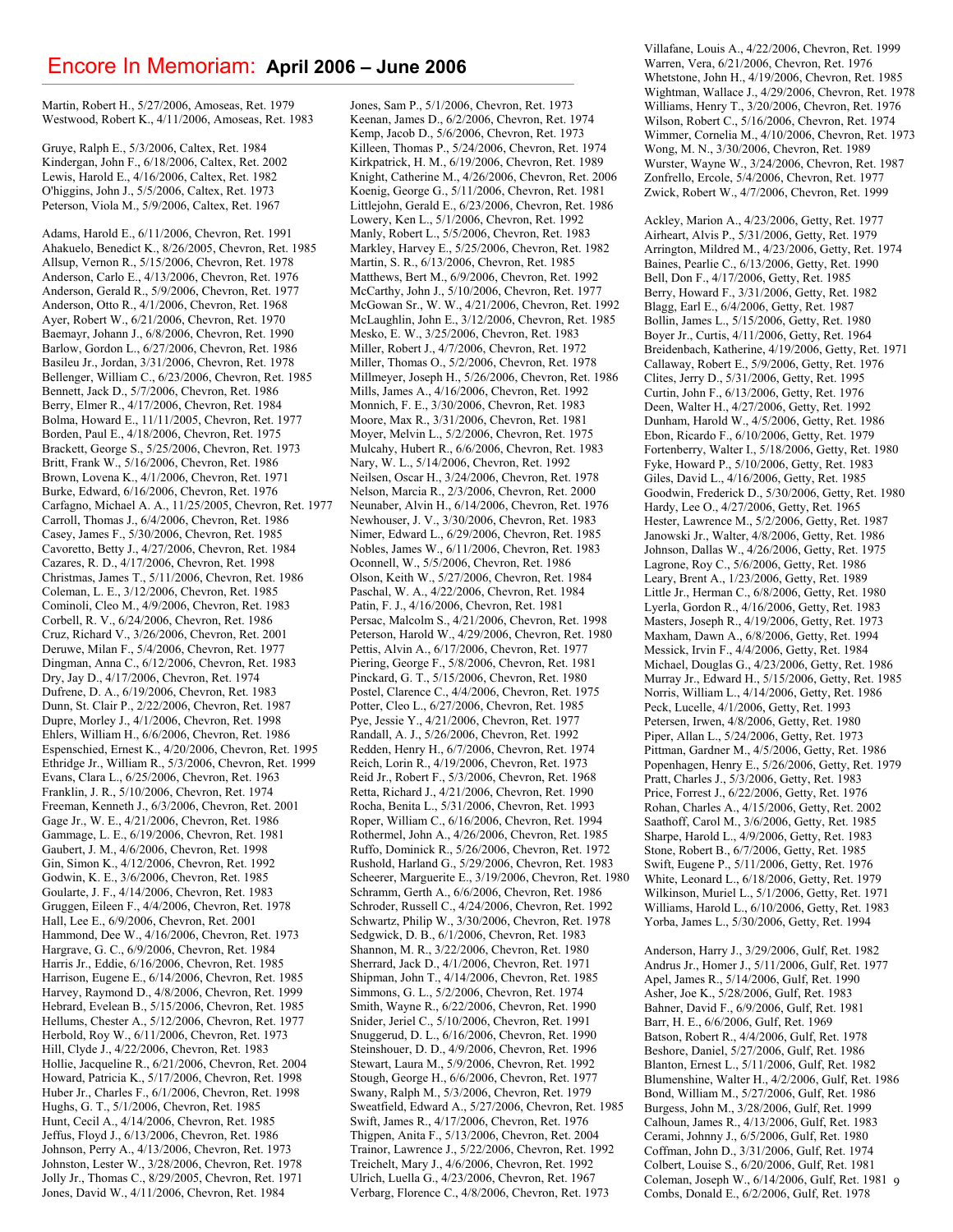# Encore In Memoriam: April 2006 – June 2006

Martin, Robert H., 5/27/2006, Amoseas, Ret. 1979
Westwood, Robert K., 4/11/2006, Amoseas, Ret. 1983

Gruye, Ralph E., 5/3/2006, Caltex, Ret. 1984
Kindergan, John F., 6/18/2006, Caltex, Ret. 2002
Lewis, Harold E., 4/16/2006, Caltex, Ret. 1982
O'higgins, John J., 5/5/2006, Caltex, Ret. 1973
Peterson, Viola M., 5/9/2006, Caltex, Ret. 1967

Adams, Harold E., 6/11/2006, Chevron, Ret. 1991
Ahakuelo, Benedict K., 8/26/2005, Chevron, Ret. 1985
Allsup, Vernon R., 5/15/2006, Chevron, Ret. 1978
Anderson, Carlo E., 4/13/2006, Chevron, Ret. 1976
Anderson, Gerald R., 5/9/2006, Chevron, Ret. 1977
Anderson, Otto R., 4/1/2006, Chevron, Ret. 1968
Ayer, Robert W., 6/21/2006, Chevron, Ret. 1970
Baemayr, Johann J., 6/8/2006, Chevron, Ret. 1990
Barlow, Gordon L., 6/27/2006, Chevron, Ret. 1986
Basileu Jr., Jordan, 3/31/2006, Chevron, Ret. 1978
Bellenger, William C., 6/23/2006, Chevron, Ret. 1985
Bennett, Jack D., 5/7/2006, Chevron, Ret. 1986
Berry, Elmer R., 4/17/2006, Chevron, Ret. 1984
Bolma, Howard E., 11/11/2005, Chevron, Ret. 1977
Borden, Paul E., 4/18/2006, Chevron, Ret. 1975
Brackett, George S., 5/25/2006, Chevron, Ret. 1973
Britt, Frank W., 5/16/2006, Chevron, Ret. 1986
Brown, Lovena K., 4/1/2006, Chevron, Ret. 1971
Burke, Edward, 6/16/2006, Chevron, Ret. 1976
Carfagno, Michael A. A., 11/25/2005, Chevron, Ret. 1977
Carroll, Thomas J., 6/4/2006, Chevron, Ret. 1986
Casey, James F., 5/30/2006, Chevron, Ret. 1985
Cavoretto, Betty J., 4/27/2006, Chevron, Ret. 1984
Cazares, R. D., 4/17/2006, Chevron, Ret. 1998
Christmas, James T., 5/11/2006, Chevron, Ret. 1986
Coleman, L. E., 3/12/2006, Chevron, Ret. 1985
Cominoli, Cleo M., 4/9/2006, Chevron, Ret. 1983
Corbell, R. V., 6/24/2006, Chevron, Ret. 1986
Cruz, Richard V., 3/26/2006, Chevron, Ret. 2001
Deruwe, Milan F., 5/4/2006, Chevron, Ret. 1977
Dingman, Anna C., 6/12/2006, Chevron, Ret. 1983
Dry, Jay D., 4/17/2006, Chevron, Ret. 1974
Dufrene, D. A., 6/19/2006, Chevron, Ret. 1983
Dunn, St. Clair P., 2/22/2006, Chevron, Ret. 1987
Dupre, Morley J., 4/1/2006, Chevron, Ret. 1998
Ehlers, William H., 6/6/2006, Chevron, Ret. 1986
Espenschied, Ernest K., 4/20/2006, Chevron, Ret. 1995
Ethridge Jr., William R., 5/3/2006, Chevron, Ret. 1999
Evans, Clara L., 6/25/2006, Chevron, Ret. 1963
Franklin, J. R., 5/10/2006, Chevron, Ret. 1974
Freeman, Kenneth J., 6/3/2006, Chevron, Ret. 2001
Gage Jr., W. E., 4/21/2006, Chevron, Ret. 1986
Gammage, L. E., 6/19/2006, Chevron, Ret. 1981
Gaubert, J. M., 4/6/2006, Chevron, Ret. 1998
Gin, Simon K., 4/12/2006, Chevron, Ret. 1992
Godwin, K. E., 3/6/2006, Chevron, Ret. 1985
Goularte, J. F., 4/14/2006, Chevron, Ret. 1983
Gruggen, Eileen F., 4/4/2006, Chevron, Ret. 1978
Hall, Lee E., 6/9/2006, Chevron, Ret. 2001
Hammond, Dee W., 4/16/2006, Chevron, Ret. 1973
Hargrave, G. C., 6/9/2006, Chevron, Ret. 1984
Harris Jr., Eddie, 6/16/2006, Chevron, Ret. 1985
Harrison, Eugene E., 6/14/2006, Chevron, Ret. 1985
Harvey, Raymond D., 4/8/2006, Chevron, Ret. 1999
Hebrard, Evelean B., 5/15/2006, Chevron, Ret. 1985
Hellums, Chester A., 5/12/2006, Chevron, Ret. 1977
Herbold, Roy W., 6/11/2006, Chevron, Ret. 1973
Hill, Clyde J., 4/22/2006, Chevron, Ret. 1983
Hollie, Jacqueline R., 6/21/2006, Chevron, Ret. 2004
Howard, Patricia K., 5/17/2006, Chevron, Ret. 1998
Huber Jr., Charles F., 6/1/2006, Chevron, Ret. 1998
Hughs, G. T., 5/1/2006, Chevron, Ret. 1985
Hunt, Cecil A., 4/14/2006, Chevron, Ret. 1985
Jeffus, Floyd J., 6/13/2006, Chevron, Ret. 1986
Johnson, Perry A., 4/13/2006, Chevron, Ret. 1973
Johnston, Lester W., 3/28/2006, Chevron, Ret. 1978
Jolly Jr., Thomas C., 8/29/2005, Chevron, Ret. 1971
Jones, David W., 4/11/2006, Chevron, Ret. 1984
Jones, Sam P., 5/1/2006, Chevron, Ret. 1973
Keenan, James D., 6/2/2006, Chevron, Ret. 1974
Kemp, Jacob D., 5/6/2006, Chevron, Ret. 1973
Killeen, Thomas P., 5/24/2006, Chevron, Ret. 1974
Kirkpatrick, H. M., 6/19/2006, Chevron, Ret. 1989
Knight, Catherine M., 4/26/2006, Chevron, Ret. 2006
Koenig, George G., 5/11/2006, Chevron, Ret. 1981
Littlejohn, Gerald E., 6/23/2006, Chevron, Ret. 1986
Lowery, Ken L., 5/1/2006, Chevron, Ret. 1992
Manly, Robert L., 5/5/2006, Chevron, Ret. 1983
Markley, Harvey E., 5/25/2006, Chevron, Ret. 1982
Martin, S. R., 6/13/2006, Chevron, Ret. 1985
Matthews, Bert M., 6/9/2006, Chevron, Ret. 1992
McCarthy, John J., 5/10/2006, Chevron, Ret. 1977
McGowan Sr., W. W., 4/21/2006, Chevron, Ret. 1992
McLaughlin, John E., 3/12/2006, Chevron, Ret. 1985
Mesko, E. W., 3/25/2006, Chevron, Ret. 1983
Miller, Robert J., 4/7/2006, Chevron, Ret. 1972
Miller, Thomas O., 5/2/2006, Chevron, Ret. 1978
Millmeyer, Joseph H., 5/26/2006, Chevron, Ret. 1986
Mills, James A., 4/16/2006, Chevron, Ret. 1992
Monnich, F. E., 3/30/2006, Chevron, Ret. 1983
Moore, Max R., 3/31/2006, Chevron, Ret. 1981
Moyer, Melvin L., 5/2/2006, Chevron, Ret. 1975
Mulcahy, Hubert R., 6/6/2006, Chevron, Ret. 1983
Nary, W. L., 5/14/2006, Chevron, Ret. 1992
Neilsen, Oscar H., 3/24/2006, Chevron, Ret. 1978
Nelson, Marcia R., 2/3/2006, Chevron, Ret. 2000
Neunaber, Alvin H., 6/14/2006, Chevron, Ret. 1976
Newhouser, J. V., 3/30/2006, Chevron, Ret. 1983
Nimer, Edward L., 6/29/2006, Chevron, Ret. 1985
Nobles, James W., 6/11/2006, Chevron, Ret. 1983
Oconnell, W., 5/5/2006, Chevron, Ret. 1986
Olson, Keith W., 5/27/2006, Chevron, Ret. 1984
Paschal, W. A., 4/22/2006, Chevron, Ret. 1984
Patin, F. J., 4/16/2006, Chevron, Ret. 1981
Persac, Malcolm S., 4/21/2006, Chevron, Ret. 1998
Peterson, Harold W., 4/29/2006, Chevron, Ret. 1980
Pettis, Alvin A., 6/17/2006, Chevron, Ret. 1977
Piering, George F., 5/8/2006, Chevron, Ret. 1981
Pinckard, G. T., 5/15/2006, Chevron, Ret. 1980
Postel, Clarence C., 4/4/2006, Chevron, Ret. 1975
Potter, Cleo L., 6/27/2006, Chevron, Ret. 1985
Pye, Jessie Y., 4/21/2006, Chevron, Ret. 1977
Randall, A. J., 5/26/2006, Chevron, Ret. 1992
Redden, Henry H., 6/7/2006, Chevron, Ret. 1974
Reich, Lorin R., 4/19/2006, Chevron, Ret. 1973
Reid Jr., Robert F., 5/3/2006, Chevron, Ret. 1968
Retta, Richard J., 4/21/2006, Chevron, Ret. 1990
Rocha, Benita L., 5/31/2006, Chevron, Ret. 1993
Roper, William C., 6/16/2006, Chevron, Ret. 1994
Rothermel, John A., 4/26/2006, Chevron, Ret. 1985
Ruffo, Dominick R., 5/26/2006, Chevron, Ret. 1972
Rushold, Harland G., 5/29/2006, Chevron, Ret. 1983
Scheerer, Marguerite E., 3/19/2006, Chevron, Ret. 1980
Schramm, Gerth A., 6/6/2006, Chevron, Ret. 1986
Schroder, Russell C., 4/24/2006, Chevron, Ret. 1992
Schwartz, Philip W., 3/30/2006, Chevron, Ret. 1978
Sedgwick, D. B., 6/1/2006, Chevron, Ret. 1983
Shannon, M. R., 3/22/2006, Chevron, Ret. 1980
Sherrard, Jack D., 4/1/2006, Chevron, Ret. 1971
Shipman, John T., 4/14/2006, Chevron, Ret. 1985
Simmons, G. L., 5/2/2006, Chevron, Ret. 1974
Smith, Wayne R., 6/22/2006, Chevron, Ret. 1990
Snider, Jeriel C., 5/10/2006, Chevron, Ret. 1991
Snuggerud, D. L., 6/16/2006, Chevron, Ret. 1990
Steinshouer, D. D., 4/9/2006, Chevron, Ret. 1996
Stewart, Laura M., 5/9/2006, Chevron, Ret. 1992
Stough, George H., 6/6/2006, Chevron, Ret. 1977
Swany, Ralph M., 5/3/2006, Chevron, Ret. 1979
Sweatfield, Edward A., 5/27/2006, Chevron, Ret. 1985
Swift, James R., 4/17/2006, Chevron, Ret. 1976
Thigpen, Anita F., 5/13/2006, Chevron, Ret. 2004
Trainor, Lawrence J., 5/22/2006, Chevron, Ret. 1992
Treichelt, Mary J., 4/6/2006, Chevron, Ret. 1992
Ulrich, Luella G., 4/23/2006, Chevron, Ret. 1967
Verbarg, Florence C., 4/8/2006, Chevron, Ret. 1973
Villafane, Louis A., 4/22/2006, Chevron, Ret. 1999
Warren, Vera, 6/21/2006, Chevron, Ret. 1976
Whetstone, John H., 4/19/2006, Chevron, Ret. 1985
Wightman, Wallace J., 4/29/2006, Chevron, Ret. 1978
Williams, Henry T., 3/20/2006, Chevron, Ret. 1976
Wilson, Robert C., 5/16/2006, Chevron, Ret. 1974
Wimmer, Cornelia M., 4/10/2006, Chevron, Ret. 1973
Wong, M. N., 3/30/2006, Chevron, Ret. 1989
Wurster, Wayne W., 3/24/2006, Chevron, Ret. 1987
Zonfrello, Ercole, 5/4/2006, Chevron, Ret. 1977
Zwick, Robert W., 4/7/2006, Chevron, Ret. 1999

Ackley, Marion A., 4/23/2006, Getty, Ret. 1977
Airheart, Alvis P., 5/31/2006, Getty, Ret. 1979
Arrington, Mildred M., 4/23/2006, Getty, Ret. 1974
Baines, Pearlie C., 6/13/2006, Getty, Ret. 1990
Bell, Don F., 4/17/2006, Getty, Ret. 1985
Berry, Howard F., 3/31/2006, Getty, Ret. 1982
Blagg, Earl E., 6/4/2006, Getty, Ret. 1987
Bollin, James L., 5/15/2006, Getty, Ret. 1980
Boyer Jr., Curtis, 4/11/2006, Getty, Ret. 1964
Breidenbach, Katherine, 4/19/2006, Getty, Ret. 1971
Callaway, Robert E., 5/9/2006, Getty, Ret. 1976
Clites, Jerry D., 5/31/2006, Getty, Ret. 1995
Curtin, John F., 6/13/2006, Getty, Ret. 1976
Deen, Walter H., 4/27/2006, Getty, Ret. 1992
Dunham, Harold W., 4/5/2006, Getty, Ret. 1986
Ebon, Ricardo F., 6/10/2006, Getty, Ret. 1979
Fortenberry, Walter I., 5/18/2006, Getty, Ret. 1980
Fyke, Howard P., 5/10/2006, Getty, Ret. 1983
Giles, David L., 4/16/2006, Getty, Ret. 1985
Goodwin, Frederick D., 5/30/2006, Getty, Ret. 1980
Hardy, Lee O., 4/27/2006, Getty, Ret. 1965
Hester, Lawrence M., 5/2/2006, Getty, Ret. 1987
Janowski Jr., Walter, 4/8/2006, Getty, Ret. 1986
Johnson, Dallas W., 4/26/2006, Getty, Ret. 1975
Lagrone, Roy C., 5/6/2006, Getty, Ret. 1986
Leary, Brent A., 1/23/2006, Getty, Ret. 1989
Little Jr., Herman C., 6/8/2006, Getty, Ret. 1980
Lyerla, Gordon R., 4/16/2006, Getty, Ret. 1983
Masters, Joseph R., 4/19/2006, Getty, Ret. 1973
Maxham, Dawn A., 6/8/2006, Getty, Ret. 1994
Messick, Irvin F., 4/4/2006, Getty, Ret. 1984
Michael, Douglas G., 4/23/2006, Getty, Ret. 1986
Murray Jr., Edward H., 5/15/2006, Getty, Ret. 1985
Norris, William L., 4/14/2006, Getty, Ret. 1986
Peck, Lucelle, 4/1/2006, Getty, Ret. 1993
Petersen, Irwen, 4/8/2006, Getty, Ret. 1980
Piper, Allan L., 5/24/2006, Getty, Ret. 1973
Pittman, Gardner M., 4/5/2006, Getty, Ret. 1986
Popenhagen, Henry E., 5/26/2006, Getty, Ret. 1979
Pratt, Charles J., 5/3/2006, Getty, Ret. 1983
Price, Forrest J., 6/22/2006, Getty, Ret. 1976
Rohan, Charles A., 4/15/2006, Getty, Ret. 2002
Saathoff, Carol M., 3/6/2006, Getty, Ret. 1985
Sharpe, Harold L., 4/9/2006, Getty, Ret. 1983
Stone, Robert B., 6/7/2006, Getty, Ret. 1985
Swift, Eugene P., 5/11/2006, Getty, Ret. 1976
White, Leonard L., 6/18/2006, Getty, Ret. 1979
Wilkinson, Muriel L., 5/1/2006, Getty, Ret. 1971
Williams, Harold L., 6/10/2006, Getty, Ret. 1983
Yorba, James L., 5/30/2006, Getty, Ret. 1994

Anderson, Harry J., 3/29/2006, Gulf, Ret. 1982
Andrus Jr., Homer J., 5/11/2006, Gulf, Ret. 1977
Apel, James R., 5/14/2006, Gulf, Ret. 1990
Asher, Joe K., 5/28/2006, Gulf, Ret. 1983
Bahner, David F., 6/9/2006, Gulf, Ret. 1981
Barr, H. E., 6/6/2006, Gulf, Ret. 1969
Batson, Robert R., 4/4/2006, Gulf, Ret. 1978
Beshore, Daniel, 5/27/2006, Gulf, Ret. 1986
Blanton, Ernest L., 5/11/2006, Gulf, Ret. 1982
Blumenshine, Walter H., 4/2/2006, Gulf, Ret. 1986
Bond, William M., 5/27/2006, Gulf, Ret. 1986
Burgess, John M., 3/28/2006, Gulf, Ret. 1999
Calhoun, James R., 4/13/2006, Gulf, Ret. 1983
Cerami, Johnny J., 6/5/2006, Gulf, Ret. 1980
Coffman, John D., 3/31/2006, Gulf, Ret. 1974
Colbert, Louise S., 6/20/2006, Gulf, Ret. 1981
Coleman, Joseph W., 6/14/2006, Gulf, Ret. 1981
Combs, Donald E., 6/2/2006, Gulf, Ret. 1978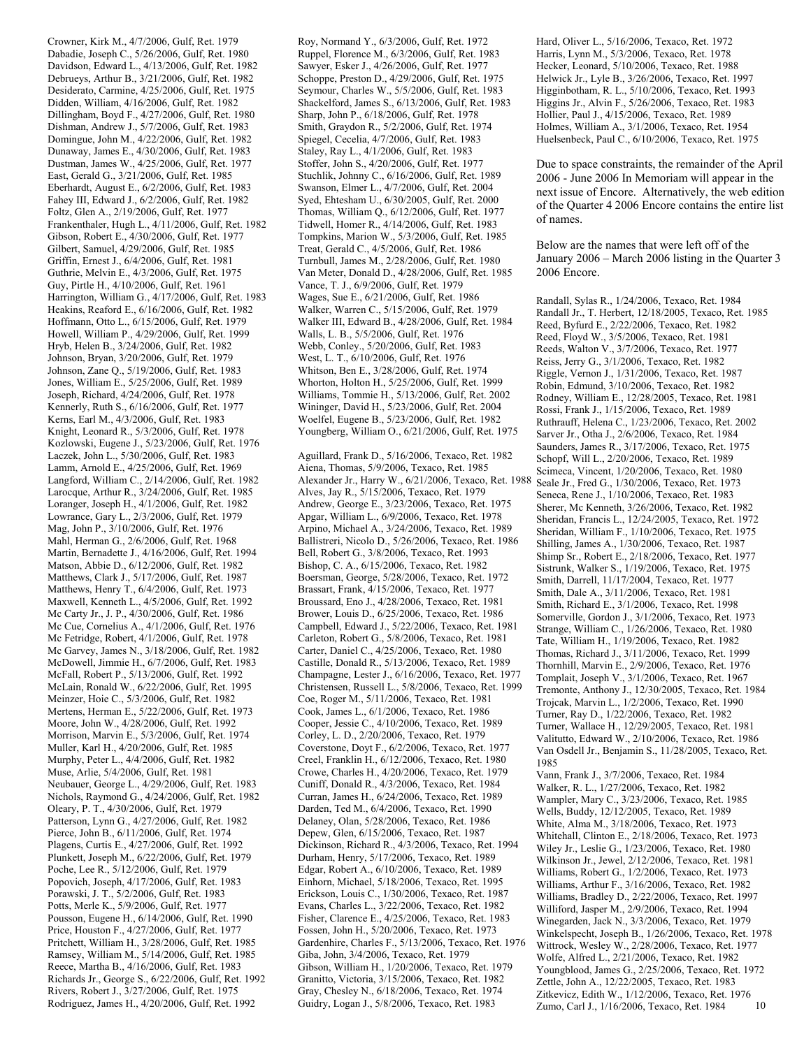Crowner, Kirk M., 4/7/2006, Gulf, Ret. 1979
Dabadie, Joseph C., 5/26/2006, Gulf, Ret. 1980
Davidson, Edward L., 4/13/2006, Gulf, Ret. 1982
Debrueys, Arthur B., 3/21/2006, Gulf, Ret. 1982
Desiderato, Carmine, 4/25/2006, Gulf, Ret. 1975
Didden, William, 4/16/2006, Gulf, Ret. 1982
Dillingham, Boyd F., 4/27/2006, Gulf, Ret. 1980
Dishman, Andrew J., 5/7/2006, Gulf, Ret. 1983
Domingue, John M., 4/22/2006, Gulf, Ret. 1982
Dunaway, James E., 4/30/2006, Gulf, Ret. 1983
Dustman, James W., 4/25/2006, Gulf, Ret. 1977
East, Gerald G., 3/21/2006, Gulf, Ret. 1985
Eberhardt, August E., 6/2/2006, Gulf, Ret. 1983
Fahey III, Edward J., 6/2/2006, Gulf, Ret. 1982
Foltz, Glen A., 2/19/2006, Gulf, Ret. 1977
Frankenthaler, Hugh L., 4/11/2006, Gulf, Ret. 1982
Gibson, Robert E., 4/30/2006, Gulf, Ret. 1977
Gilbert, Samuel, 4/29/2006, Gulf, Ret. 1985
Griffin, Ernest J., 6/4/2006, Gulf, Ret. 1981
Guthrie, Melvin E., 4/3/2006, Gulf, Ret. 1975
Guy, Pirtle H., 4/10/2006, Gulf, Ret. 1961
Harrington, William G., 4/17/2006, Gulf, Ret. 1983
Heakins, Reaford E., 6/16/2006, Gulf, Ret. 1982
Hoffmann, Otto L., 6/15/2006, Gulf, Ret. 1979
Howell, William P., 4/29/2006, Gulf, Ret. 1999
Hryb, Helen B., 3/24/2006, Gulf, Ret. 1982
Johnson, Bryan, 3/20/2006, Gulf, Ret. 1979
Johnson, Zane Q., 5/19/2006, Gulf, Ret. 1983
Jones, William E., 5/25/2006, Gulf, Ret. 1989
Joseph, Richard, 4/24/2006, Gulf, Ret. 1978
Kennerly, Ruth S., 6/16/2006, Gulf, Ret. 1977
Kerns, Earl M., 4/3/2006, Gulf, Ret. 1983
Knight, Leonard R., 5/3/2006, Gulf, Ret. 1978
Kozlowski, Eugene J., 5/23/2006, Gulf, Ret. 1976
Laczek, John L., 5/30/2006, Gulf, Ret. 1983
Lamm, Arnold E., 4/25/2006, Gulf, Ret. 1969
Langford, William C., 2/14/2006, Gulf, Ret. 1982
Larocque, Arthur R., 3/24/2006, Gulf, Ret. 1985
Loranger, Joseph H., 4/1/2006, Gulf, Ret. 1982
Lowrance, Gary L., 2/3/2006, Gulf, Ret. 1979
Mag, John P., 3/10/2006, Gulf, Ret. 1976
Mahl, Herman G., 2/6/2006, Gulf, Ret. 1968
Martin, Bernadette J., 4/16/2006, Gulf, Ret. 1994
Matson, Abbie D., 6/12/2006, Gulf, Ret. 1982
Matthews, Clark J., 5/17/2006, Gulf, Ret. 1987
Matthews, Henry T., 6/4/2006, Gulf, Ret. 1973
Maxwell, Kenneth L., 4/5/2006, Gulf, Ret. 1992
Mc Carty Jr., J. P., 4/30/2006, Gulf, Ret. 1986
Mc Cue, Cornelius A., 4/1/2006, Gulf, Ret. 1976
Mc Fetridge, Robert, 4/1/2006, Gulf, Ret. 1978
Mc Garvey, James N., 3/18/2006, Gulf, Ret. 1982
McDowell, Jimmie H., 6/7/2006, Gulf, Ret. 1983
McFall, Robert P., 5/13/2006, Gulf, Ret. 1992
McLain, Ronald W., 6/22/2006, Gulf, Ret. 1995
Meinzer, Hoie C., 5/3/2006, Gulf, Ret. 1982
Mertens, Herman E., 5/22/2006, Gulf, Ret. 1973
Moore, John W., 4/28/2006, Gulf, Ret. 1992
Morrison, Marvin E., 5/3/2006, Gulf, Ret. 1974
Muller, Karl H., 4/20/2006, Gulf, Ret. 1985
Murphy, Peter L., 4/4/2006, Gulf, Ret. 1982
Muse, Arlie, 5/4/2006, Gulf, Ret. 1981
Neubauer, George L., 4/29/2006, Gulf, Ret. 1983
Nichols, Raymond G., 4/24/2006, Gulf, Ret. 1982
Oleary, P. T., 4/30/2006, Gulf, Ret. 1979
Patterson, Lynn G., 4/27/2006, Gulf, Ret. 1982
Pierce, John B., 6/11/2006, Gulf, Ret. 1974
Plagens, Curtis E., 4/27/2006, Gulf, Ret. 1992
Plunkett, Joseph M., 6/22/2006, Gulf, Ret. 1979
Poche, Lee R., 5/12/2006, Gulf, Ret. 1979
Popovich, Joseph, 4/17/2006, Gulf, Ret. 1983
Porawski, J. T., 5/2/2006, Gulf, Ret. 1983
Potts, Merle K., 5/9/2006, Gulf, Ret. 1977
Pousson, Eugene H., 6/14/2006, Gulf, Ret. 1990
Price, Houston F., 4/27/2006, Gulf, Ret. 1977
Pritchett, William H., 3/28/2006, Gulf, Ret. 1985
Ramsey, William M., 5/14/2006, Gulf, Ret. 1985
Reece, Martha B., 4/16/2006, Gulf, Ret. 1983
Richards Jr., George S., 6/22/2006, Gulf, Ret. 1992
Rivers, Robert J., 3/27/2006, Gulf, Ret. 1975
Rodriguez, James H., 4/20/2006, Gulf, Ret. 1992
Roy, Normand Y., 6/3/2006, Gulf, Ret. 1972
Ruppel, Florence M., 6/3/2006, Gulf, Ret. 1983
Sawyer, Esker J., 4/26/2006, Gulf, Ret. 1977
Schoppe, Preston D., 4/29/2006, Gulf, Ret. 1975
Seymour, Charles W., 5/5/2006, Gulf, Ret. 1983
Shackelford, James S., 6/13/2006, Gulf, Ret. 1983
Sharp, John P., 6/18/2006, Gulf, Ret. 1978
Smith, Graydon R., 5/2/2006, Gulf, Ret. 1974
Spiegel, Cecelia, 4/7/2006, Gulf, Ret. 1983
Staley, Ray L., 4/1/2006, Gulf, Ret. 1983
Stoffer, John S., 4/20/2006, Gulf, Ret. 1977
Stuchlik, Johnny C., 6/16/2006, Gulf, Ret. 1989
Swanson, Elmer L., 4/7/2006, Gulf, Ret. 2004
Syed, Ehtesham U., 6/30/2005, Gulf, Ret. 2000
Thomas, William Q., 6/12/2006, Gulf, Ret. 1977
Tidwell, Homer R., 4/14/2006, Gulf, Ret. 1983
Tompkins, Marion W., 5/3/2006, Gulf, Ret. 1985
Treat, Gerald C., 4/5/2006, Gulf, Ret. 1986
Turnbull, James M., 2/28/2006, Gulf, Ret. 1980
Van Meter, Donald D., 4/28/2006, Gulf, Ret. 1985
Vance, T. J., 6/9/2006, Gulf, Ret. 1979
Wages, Sue E., 6/21/2006, Gulf, Ret. 1986
Walker, Warren C., 5/15/2006, Gulf, Ret. 1979
Walker III, Edward B., 4/28/2006, Gulf, Ret. 1984
Walls, L. B., 5/5/2006, Gulf, Ret. 1976
Webb, Conley., 5/20/2006, Gulf, Ret. 1983
West, L. T., 6/10/2006, Gulf, Ret. 1976
Whitson, Ben E., 3/28/2006, Gulf, Ret. 1974
Whorton, Holton H., 5/25/2006, Gulf, Ret. 1999
Williams, Tommie H., 5/13/2006, Gulf, Ret. 2002
Wininger, David H., 5/23/2006, Gulf, Ret. 2004
Woelfel, Eugene B., 5/23/2006, Gulf, Ret. 1982
Youngberg, William O., 6/21/2006, Gulf, Ret. 1975

Aguillard, Frank D., 5/16/2006, Texaco, Ret. 1982
Aiena, Thomas, 5/9/2006, Texaco, Ret. 1985
Alexander Jr., Harry W., 6/21/2006, Texaco, Ret. 1988
Alves, Jay R., 5/15/2006, Texaco, Ret. 1979
Andrew, George E., 3/23/2006, Texaco, Ret. 1975
Apgar, William L., 6/9/2006, Texaco, Ret. 1978
Arpino, Michael A., 3/24/2006, Texaco, Ret. 1989
Ballistreri, Nicolo D., 5/26/2006, Texaco, Ret. 1986
Bell, Robert G., 3/8/2006, Texaco, Ret. 1993
Bishop, C. A., 6/15/2006, Texaco, Ret. 1982
Boersman, George, 5/28/2006, Texaco, Ret. 1972
Brassart, Frank, 4/15/2006, Texaco, Ret. 1977
Broussard, Eno J., 4/28/2006, Texaco, Ret. 1981
Brower, Louis D., 6/25/2006, Texaco, Ret. 1986
Campbell, Edward J., 5/22/2006, Texaco, Ret. 1981
Carleton, Robert G., 5/8/2006, Texaco, Ret. 1981
Carter, Daniel C., 4/25/2006, Texaco, Ret. 1980
Castille, Donald R., 5/13/2006, Texaco, Ret. 1989
Champagne, Lester J., 6/16/2006, Texaco, Ret. 1977
Christensen, Russell L., 5/8/2006, Texaco, Ret. 1999
Coe, Roger M., 5/11/2006, Texaco, Ret. 1981
Cook, James L., 6/1/2006, Texaco, Ret. 1986
Cooper, Jessie C., 4/10/2006, Texaco, Ret. 1989
Corley, L. D., 2/20/2006, Texaco, Ret. 1979
Coverstone, Doyt F., 6/2/2006, Texaco, Ret. 1977
Creel, Franklin H., 6/12/2006, Texaco, Ret. 1980
Crowe, Charles H., 4/20/2006, Texaco, Ret. 1979
Cuniff, Donald R., 4/3/2006, Texaco, Ret. 1984
Curran, James H., 6/24/2006, Texaco, Ret. 1989
Darden, Ted M., 6/4/2006, Texaco, Ret. 1990
Delaney, Olan, 5/28/2006, Texaco, Ret. 1986
Depew, Glen, 6/15/2006, Texaco, Ret. 1987
Dickinson, Richard R., 4/3/2006, Texaco, Ret. 1994
Durham, Henry, 5/17/2006, Texaco, Ret. 1989
Edgar, Robert A., 6/10/2006, Texaco, Ret. 1989
Einhorn, Michael, 5/18/2006, Texaco, Ret. 1995
Erickson, Louis C., 1/30/2006, Texaco, Ret. 1987
Evans, Charles L., 3/22/2006, Texaco, Ret. 1982
Fisher, Clarence E., 4/25/2006, Texaco, Ret. 1983
Fossen, John H., 5/20/2006, Texaco, Ret. 1973
Gardenhire, Charles F., 5/13/2006, Texaco, Ret. 1976
Giba, John, 3/4/2006, Texaco, Ret. 1979
Gibson, William H., 1/20/2006, Texaco, Ret. 1979
Granitto, Victoria, 3/15/2006, Texaco, Ret. 1982
Gray, Chesley N., 6/18/2006, Texaco, Ret. 1974
Guidry, Logan J., 5/8/2006, Texaco, Ret. 1983
Hard, Oliver L., 5/16/2006, Texaco, Ret. 1972
Harris, Lynn M., 5/3/2006, Texaco, Ret. 1978
Hecker, Leonard, 5/10/2006, Texaco, Ret. 1988
Helwick Jr., Lyle B., 3/26/2006, Texaco, Ret. 1997
Higginbotham, R. L., 5/10/2006, Texaco, Ret. 1993
Higgins Jr., Alvin F., 5/26/2006, Texaco, Ret. 1983
Hollier, Paul J., 4/15/2006, Texaco, Ret. 1989
Holmes, William A., 3/1/2006, Texaco, Ret. 1954
Huelsenbeck, Paul C., 6/10/2006, Texaco, Ret. 1975

Due to space constraints, the remainder of the April 2006 - June 2006 In Memoriam will appear in the next issue of Encore. Alternatively, the web edition of the Quarter 4 2006 Encore contains the entire list of names.

Below are the names that were left off of the January 2006 – March 2006 listing in the Quarter 3 2006 Encore.

Randall, Sylas R., 1/24/2006, Texaco, Ret. 1984
Randall Jr., T. Herbert, 12/18/2005, Texaco, Ret. 1985
Reed, Byfurd E., 2/22/2006, Texaco, Ret. 1982
Reed, Floyd W., 3/5/2006, Texaco, Ret. 1981
Reeds, Walton V., 3/7/2006, Texaco, Ret. 1977
Reiss, Jerry G., 3/1/2006, Texaco, Ret. 1982
Riggle, Vernon J., 1/31/2006, Texaco, Ret. 1987
Robin, Edmund, 3/10/2006, Texaco, Ret. 1982
Rodney, William E., 12/28/2005, Texaco, Ret. 1981
Rossi, Frank J., 1/15/2006, Texaco, Ret. 1989
Ruthrauff, Helena C., 1/23/2006, Texaco, Ret. 2002
Sarver Jr., Otha J., 2/6/2006, Texaco, Ret. 1984
Saunders, James R., 3/17/2006, Texaco, Ret. 1975
Schopf, Will L., 2/20/2006, Texaco, Ret. 1989
Scimeca, Vincent, 1/20/2006, Texaco, Ret. 1980
Seale Jr., Fred G., 1/30/2006, Texaco, Ret. 1973
Seneca, Rene J., 1/10/2006, Texaco, Ret. 1983
Sherer, Mc Kenneth, 3/26/2006, Texaco, Ret. 1982
Sheridan, Francis L., 12/24/2005, Texaco, Ret. 1972
Sheridan, William F., 1/10/2006, Texaco, Ret. 1975
Shilling, James A., 1/30/2006, Texaco, Ret. 1987
Shimp Sr., Robert E., 2/18/2006, Texaco, Ret. 1977
Sistrunk, Walker S., 1/19/2006, Texaco, Ret. 1975
Smith, Darrell, 11/17/2004, Texaco, Ret. 1977
Smith, Dale A., 3/11/2006, Texaco, Ret. 1981
Smith, Richard E., 3/1/2006, Texaco, Ret. 1998
Somerville, Gordon J., 3/1/2006, Texaco, Ret. 1973
Strange, William C., 1/26/2006, Texaco, Ret. 1980
Tate, William H., 1/19/2006, Texaco, Ret. 1982
Thomas, Richard J., 3/11/2006, Texaco, Ret. 1999
Thornhill, Marvin E., 2/9/2006, Texaco, Ret. 1976
Tomplait, Joseph V., 3/1/2006, Texaco, Ret. 1967
Tremonte, Anthony J., 12/30/2005, Texaco, Ret. 1984
Trojcak, Marvin L., 1/2/2006, Texaco, Ret. 1990
Turner, Ray D., 1/22/2006, Texaco, Ret. 1982
Turner, Wallace H., 12/29/2005, Texaco, Ret. 1981
Valitutto, Edward W., 2/10/2006, Texaco, Ret. 1986
Van Osdell Jr., Benjamin S., 11/28/2005, Texaco, Ret. 1985
Vann, Frank J., 3/7/2006, Texaco, Ret. 1984
Walker, R. L., 1/27/2006, Texaco, Ret. 1982
Wampler, Mary C., 3/23/2006, Texaco, Ret. 1985
Wells, Buddy, 12/12/2005, Texaco, Ret. 1989
White, Alma M., 3/18/2006, Texaco, Ret. 1973
Whitehall, Clinton E., 2/18/2006, Texaco, Ret. 1973
Wiley Jr., Leslie G., 1/23/2006, Texaco, Ret. 1980
Wilkinson Jr., Jewel, 2/12/2006, Texaco, Ret. 1981
Williams, Robert G., 1/2/2006, Texaco, Ret. 1973
Williams, Arthur F., 3/16/2006, Texaco, Ret. 1982
Williams, Bradley D., 2/22/2006, Texaco, Ret. 1997
Williford, Jasper M., 2/9/2006, Texaco, Ret. 1994
Winegarden, Jack N., 3/3/2006, Texaco, Ret. 1979
Winkelspecht, Joseph B., 1/26/2006, Texaco, Ret. 1978
Wittrock, Wesley W., 2/28/2006, Texaco, Ret. 1977
Wolfe, Alfred L., 2/21/2006, Texaco, Ret. 1982
Youngblood, James G., 2/25/2006, Texaco, Ret. 1972
Zettle, John A., 12/22/2005, Texaco, Ret. 1983
Zitkevicz, Edith W., 1/12/2006, Texaco, Ret. 1976
Zumo, Carl J., 1/16/2006, Texaco, Ret. 1984